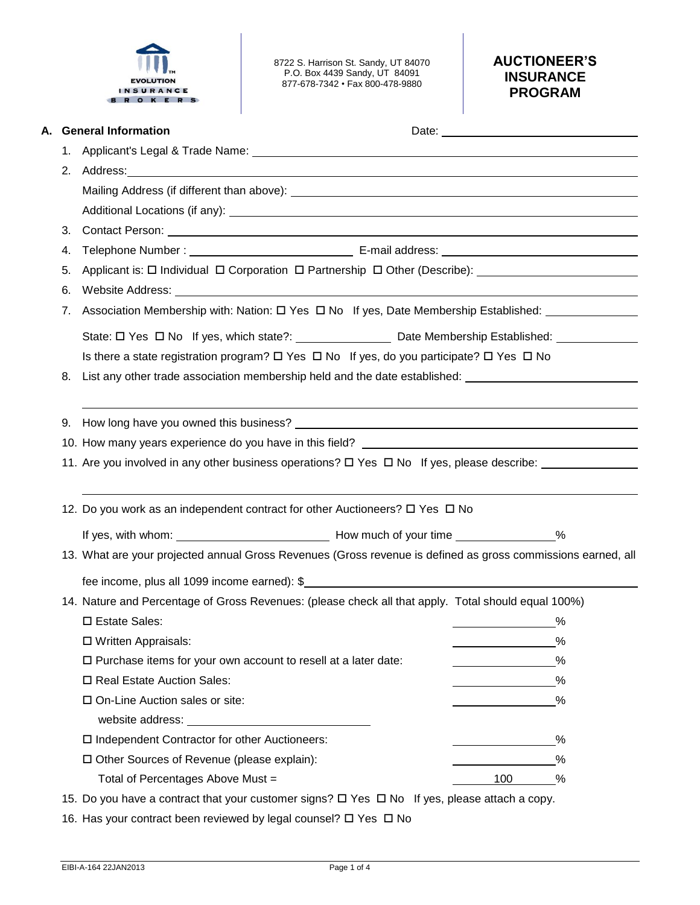EVOLUTION INSURANCE BROKERS

8722 S. Harrison St. Sandy, UT 84070
P.O. Box 4439 Sandy, UT 84091
877-678-7342 • Fax 800-478-9880

# AUCTIONEER'S INSURANCE PROGRAM

## A. General Information

Date: ____________________

1. Applicant's Legal & Trade Name: ____________________
2. Address: ____________________
   Mailing Address (if different than above): ____________________
   Additional Locations (if any): ____________________
3. Contact Person: ____________________
4. Telephone Number : ____________________ E-mail address: ____________________
5. Applicant is: ☐ Individual ☐ Corporation ☐ Partnership ☐ Other (Describe): ____________________
6. Website Address: ____________________
7. Association Membership with: Nation: ☐ Yes ☐ No If yes, Date Membership Established: ____________________
   State: ☐ Yes ☐ No If yes, which state?: ____________________ Date Membership Established: ____________________
   Is there a state registration program? ☐ Yes ☐ No If yes, do you participate? ☐ Yes ☐ No
8. List any other trade association membership held and the date established: ____________________
9. How long have you owned this business? ____________________
10. How many years experience do you have in this field? ____________________
11. Are you involved in any other business operations? ☐ Yes ☐ No If yes, please describe: ____________________
12. Do you work as an independent contract for other Auctioneers? ☐ Yes ☐ No
    If yes, with whom: ____________________ How much of your time ________%
13. What are your projected annual Gross Revenues (Gross revenue is defined as gross commissions earned, all fee income, plus all 1099 income earned): $____________________
14. Nature and Percentage of Gross Revenues: (please check all that apply. Total should equal 100%)

| | |
|---|---|
| ☐ Estate Sales: | ________% |
| ☐ Written Appraisals: | ________% |
| ☐ Purchase items for your own account to resell at a later date: | ________% |
| ☐ Real Estate Auction Sales: | ________% |
| ☐ On-Line Auction sales or site: | ________% |
| website address: ____________________ | |
| ☐ Independent Contractor for other Auctioneers: | ________% |
| ☐ Other Sources of Revenue (please explain): | ________% |
| Total of Percentages Above Must = | 100 % |

15. Do you have a contract that your customer signs? ☐ Yes ☐ No If yes, please attach a copy.
16. Has your contract been reviewed by legal counsel? ☐ Yes ☐ No

EIBI-A-164 22JAN2013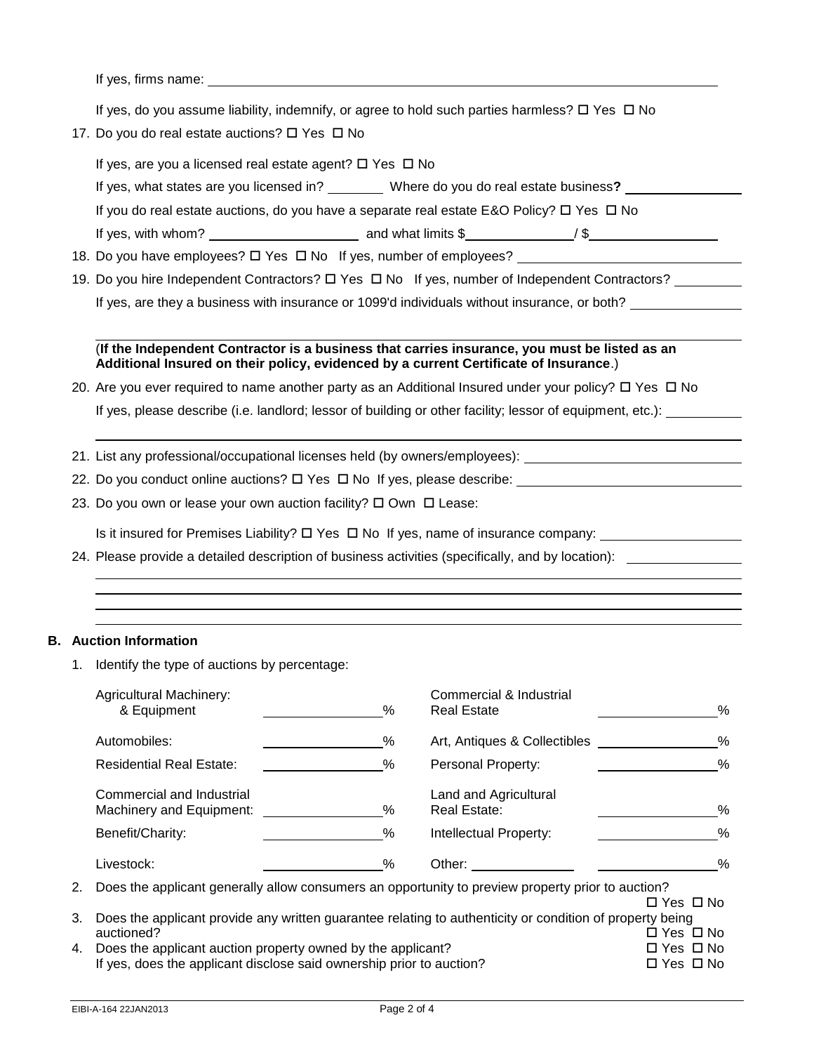If yes, firms name: \_\_\_\_\_\_\_\_\_\_\_\_\_\_\_\_\_\_\_\_\_\_\_\_

If yes, do you assume liability, indemnify, or agree to hold such parties harmless? ☐ Yes ☐ No

17. Do you do real estate auctions? ☐ Yes ☐ No

    If yes, are you a licensed real estate agent? ☐ Yes ☐ No

    If yes, what states are you licensed in? \_\_\_\_\_\_\_\_ Where do you do real estate business**?** \_\_\_\_\_\_\_\_\_\_\_\_

    If you do real estate auctions, do you have a separate real estate E&O Policy? ☐ Yes ☐ No

    If yes, with whom? \_\_\_\_\_\_\_\_\_\_\_\_\_\_\_\_ and what limits $\_\_\_\_\_\_\_\_\_\_\_\_ / $\_\_\_\_\_\_\_\_\_\_\_\_

18. Do you have employees? ☐ Yes ☐ No If yes, number of employees? \_\_\_\_\_\_\_\_\_\_\_\_

19. Do you hire Independent Contractors? ☐ Yes ☐ No If yes, number of Independent Contractors? \_\_\_\_\_\_\_\_

    If yes, are they a business with insurance or 1099'd individuals without insurance, or both? \_\_\_\_\_\_\_\_\_\_\_\_

    (**If the Independent Contractor is a business that carries insurance, you must be listed as an Additional Insured on their policy, evidenced by a current Certificate of Insurance**.)

20. Are you ever required to name another party as an Additional Insured under your policy? ☐ Yes ☐ No

    If yes, please describe (i.e. landlord; lessor of building or other facility; lessor of equipment, etc.): \_\_\_\_\_\_\_\_

21. List any professional/occupational licenses held (by owners/employees): \_\_\_\_\_\_\_\_\_\_\_\_

22. Do you conduct online auctions? ☐ Yes ☐ No If yes, please describe: \_\_\_\_\_\_\_\_\_\_\_\_

23. Do you own or lease your own auction facility? ☐ Own ☐ Lease:

    Is it insured for Premises Liability? ☐ Yes ☐ No If yes, name of insurance company: \_\_\_\_\_\_\_\_\_\_\_\_

24. Please provide a detailed description of business activities (specifically, and by location): \_\_\_\_\_\_\_\_\_\_\_\_

## B. Auction Information

1. Identify the type of auctions by percentage:

| | | | |
|---|---|---|---|
| Agricultural Machinery: & Equipment | \_\_\_\_\_\_ % | Commercial & Industrial Real Estate | \_\_\_\_\_\_ % |
| Automobiles: | \_\_\_\_\_\_ % | Art, Antiques & Collectibles | \_\_\_\_\_\_ % |
| Residential Real Estate: | \_\_\_\_\_\_ % | Personal Property: | \_\_\_\_\_\_ % |
| Commercial and Industrial Machinery and Equipment: | \_\_\_\_\_\_ % | Land and Agricultural Real Estate: | \_\_\_\_\_\_ % |
| Benefit/Charity: | \_\_\_\_\_\_ % | Intellectual Property: | \_\_\_\_\_\_ % |
| Livestock: | \_\_\_\_\_\_ % | Other: \_\_\_\_\_\_ | \_\_\_\_\_\_ % |

2. Does the applicant generally allow consumers an opportunity to preview property prior to auction? ☐ Yes ☐ No
3. Does the applicant provide any written guarantee relating to authenticity or condition of property being auctioned? ☐ Yes ☐ No
4. Does the applicant auction property owned by the applicant? ☐ Yes ☐ No
   If yes, does the applicant disclose said ownership prior to auction? ☐ Yes ☐ No

EIBI-A-164 22JAN2013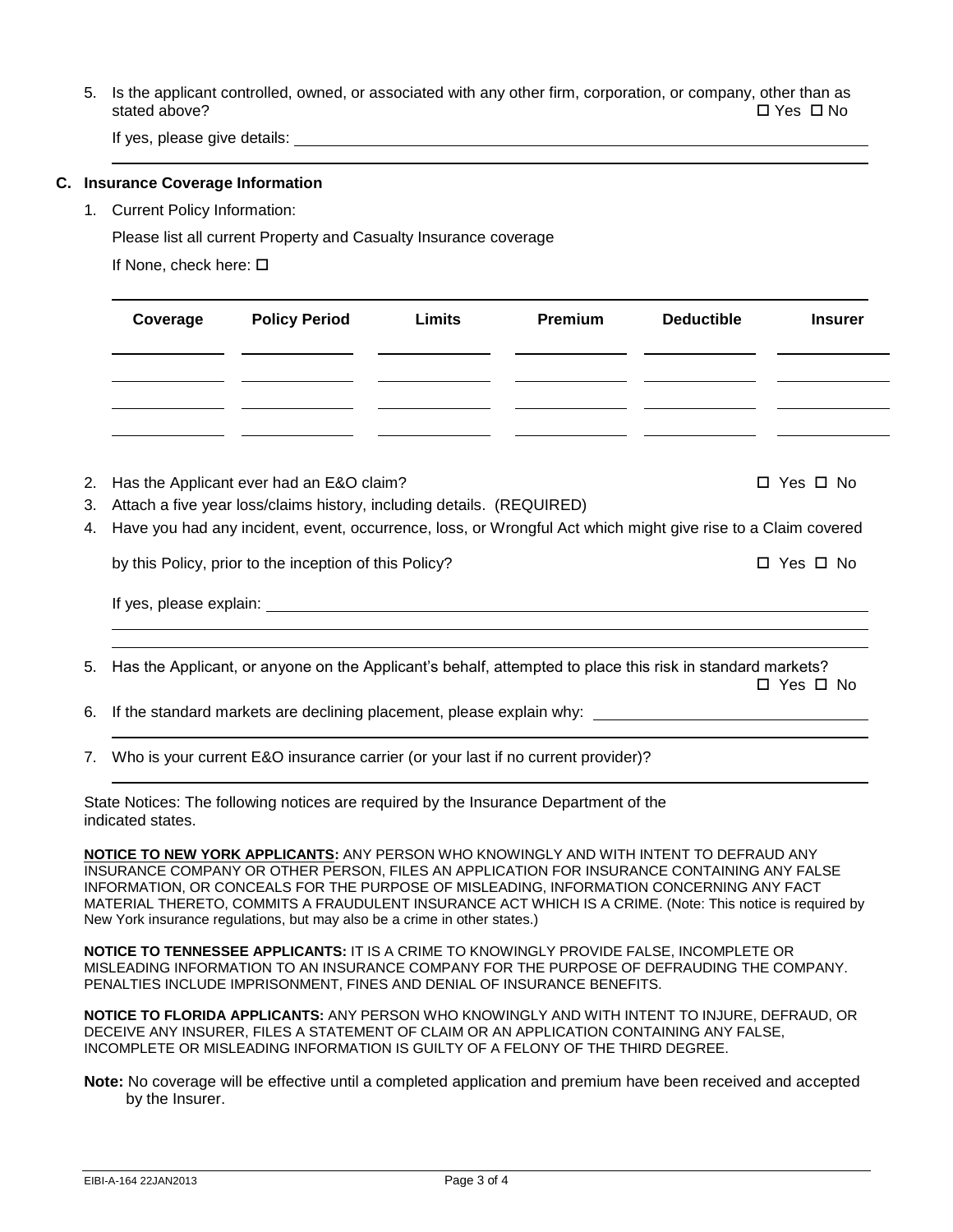5. Is the applicant controlled, owned, or associated with any other firm, corporation, or company, other than as stated above? ☐ Yes ☐ No

   If yes, please give details: \_\_\_\_\_\_\_\_\_\_\_\_\_\_\_\_\_\_\_\_\_\_\_\_\_\_\_\_\_\_\_\_

## C. Insurance Coverage Information

1. Current Policy Information:

   Please list all current Property and Casualty Insurance coverage

   If None, check here: ☐

| Coverage | Policy Period | Limits | Premium | Deductible | Insurer |
|---|---|---|---|---|---|
| | | | | | |
| | | | | | |
| | | | | | |
| | | | | | |

2. Has the Applicant ever had an E&O claim? ☐ Yes ☐ No
3. Attach a five year loss/claims history, including details. (REQUIRED)
4. Have you had any incident, event, occurrence, loss, or Wrongful Act which might give rise to a Claim covered by this Policy, prior to the inception of this Policy? ☐ Yes ☐ No

   If yes, please explain: \_\_\_\_\_\_\_\_\_\_\_\_\_\_\_\_\_\_\_\_\_\_\_\_\_\_\_\_\_\_\_\_

5. Has the Applicant, or anyone on the Applicant's behalf, attempted to place this risk in standard markets? ☐ Yes ☐ No
6. If the standard markets are declining placement, please explain why: \_\_\_\_\_\_\_\_\_\_\_\_\_\_\_\_\_\_\_\_\_\_\_\_\_\_\_\_\_\_\_\_
7. Who is your current E&O insurance carrier (or your last if no current provider)?

   \_\_\_\_\_\_\_\_\_\_\_\_\_\_\_\_\_\_\_\_\_\_\_\_\_\_\_\_\_\_\_\_

State Notices: The following notices are required by the Insurance Department of the indicated states.

**NOTICE TO NEW YORK APPLICANTS:** ANY PERSON WHO KNOWINGLY AND WITH INTENT TO DEFRAUD ANY INSURANCE COMPANY OR OTHER PERSON, FILES AN APPLICATION FOR INSURANCE CONTAINING ANY FALSE INFORMATION, OR CONCEALS FOR THE PURPOSE OF MISLEADING, INFORMATION CONCERNING ANY FACT MATERIAL THERETO, COMMITS A FRAUDULENT INSURANCE ACT WHICH IS A CRIME. (Note: This notice is required by New York insurance regulations, but may also be a crime in other states.)

**NOTICE TO TENNESSEE APPLICANTS:** IT IS A CRIME TO KNOWINGLY PROVIDE FALSE, INCOMPLETE OR MISLEADING INFORMATION TO AN INSURANCE COMPANY FOR THE PURPOSE OF DEFRAUDING THE COMPANY. PENALTIES INCLUDE IMPRISONMENT, FINES AND DENIAL OF INSURANCE BENEFITS.

**NOTICE TO FLORIDA APPLICANTS:** ANY PERSON WHO KNOWINGLY AND WITH INTENT TO INJURE, DEFRAUD, OR DECEIVE ANY INSURER, FILES A STATEMENT OF CLAIM OR AN APPLICATION CONTAINING ANY FALSE, INCOMPLETE OR MISLEADING INFORMATION IS GUILTY OF A FELONY OF THE THIRD DEGREE.

**Note:** No coverage will be effective until a completed application and premium have been received and accepted by the Insurer.

EIBI-A-164 22JAN2013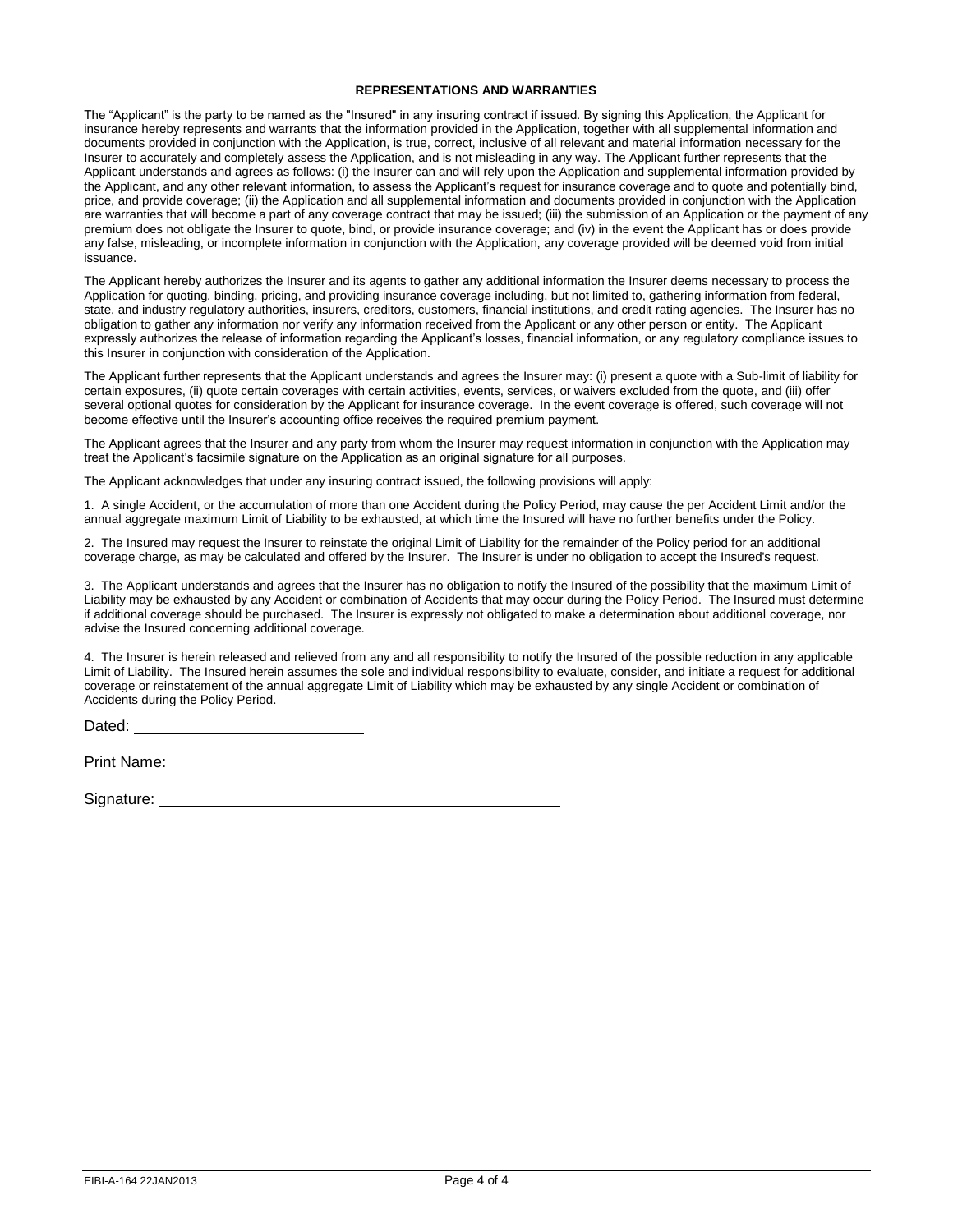## REPRESENTATIONS AND WARRANTIES

The "Applicant" is the party to be named as the "Insured" in any insuring contract if issued. By signing this Application, the Applicant for insurance hereby represents and warrants that the information provided in the Application, together with all supplemental information and documents provided in conjunction with the Application, is true, correct, inclusive of all relevant and material information necessary for the Insurer to accurately and completely assess the Application, and is not misleading in any way. The Applicant further represents that the Applicant understands and agrees as follows: (i) the Insurer can and will rely upon the Application and supplemental information provided by the Applicant, and any other relevant information, to assess the Applicant's request for insurance coverage and to quote and potentially bind, price, and provide coverage; (ii) the Application and all supplemental information and documents provided in conjunction with the Application are warranties that will become a part of any coverage contract that may be issued; (iii) the submission of an Application or the payment of any premium does not obligate the Insurer to quote, bind, or provide insurance coverage; and (iv) in the event the Applicant has or does provide any false, misleading, or incomplete information in conjunction with the Application, any coverage provided will be deemed void from initial issuance.

The Applicant hereby authorizes the Insurer and its agents to gather any additional information the Insurer deems necessary to process the Application for quoting, binding, pricing, and providing insurance coverage including, but not limited to, gathering information from federal, state, and industry regulatory authorities, insurers, creditors, customers, financial institutions, and credit rating agencies. The Insurer has no obligation to gather any information nor verify any information received from the Applicant or any other person or entity. The Applicant expressly authorizes the release of information regarding the Applicant's losses, financial information, or any regulatory compliance issues to this Insurer in conjunction with consideration of the Application.

The Applicant further represents that the Applicant understands and agrees the Insurer may: (i) present a quote with a Sub-limit of liability for certain exposures, (ii) quote certain coverages with certain activities, events, services, or waivers excluded from the quote, and (iii) offer several optional quotes for consideration by the Applicant for insurance coverage. In the event coverage is offered, such coverage will not become effective until the Insurer's accounting office receives the required premium payment.

The Applicant agrees that the Insurer and any party from whom the Insurer may request information in conjunction with the Application may treat the Applicant's facsimile signature on the Application as an original signature for all purposes.

The Applicant acknowledges that under any insuring contract issued, the following provisions will apply:

1. A single Accident, or the accumulation of more than one Accident during the Policy Period, may cause the per Accident Limit and/or the annual aggregate maximum Limit of Liability to be exhausted, at which time the Insured will have no further benefits under the Policy.

2. The Insured may request the Insurer to reinstate the original Limit of Liability for the remainder of the Policy period for an additional coverage charge, as may be calculated and offered by the Insurer. The Insurer is under no obligation to accept the Insured's request.

3. The Applicant understands and agrees that the Insurer has no obligation to notify the Insured of the possibility that the maximum Limit of Liability may be exhausted by any Accident or combination of Accidents that may occur during the Policy Period. The Insured must determine if additional coverage should be purchased. The Insurer is expressly not obligated to make a determination about additional coverage, nor advise the Insured concerning additional coverage.

4. The Insurer is herein released and relieved from any and all responsibility to notify the Insured of the possible reduction in any applicable Limit of Liability. The Insured herein assumes the sole and individual responsibility to evaluate, consider, and initiate a request for additional coverage or reinstatement of the annual aggregate Limit of Liability which may be exhausted by any single Accident or combination of Accidents during the Policy Period.

Dated: ____________________________

Print Name: ____________________________________________

Signature: _____________________________________________

EIBI-A-164 22JAN2013